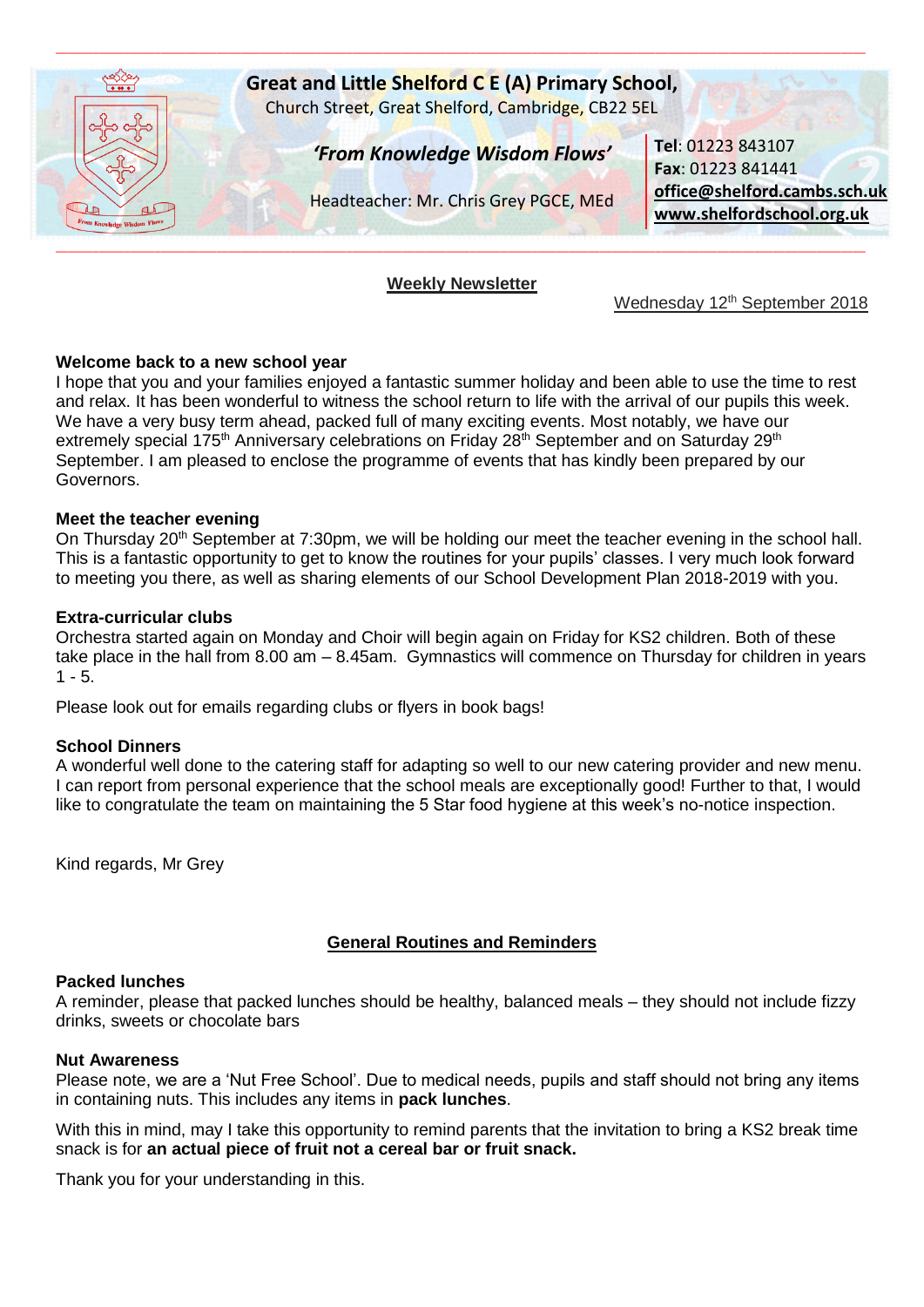# Great and Little Shelford C E (A) Primary School,

Church Street, Great Shelford, Cambridge, CB22 5EL

*'From Knowledge Wisdom Flows'*

Headteacher: Mr. Chris Grey PGCE, MEd

**Tel**: 01223 843107
**Fax**: 01223 841441
**office@shelford.cambs.sch.uk**
**www.shelfordschool.org.uk**

## Weekly Newsletter

Wednesday 12th September 2018

### Welcome back to a new school year

I hope that you and your families enjoyed a fantastic summer holiday and been able to use the time to rest and relax. It has been wonderful to witness the school return to life with the arrival of our pupils this week. We have a very busy term ahead, packed full of many exciting events. Most notably, we have our extremely special 175th Anniversary celebrations on Friday 28th September and on Saturday 29th September. I am pleased to enclose the programme of events that has kindly been prepared by our Governors.

### Meet the teacher evening

On Thursday 20th September at 7:30pm, we will be holding our meet the teacher evening in the school hall. This is a fantastic opportunity to get to know the routines for your pupils' classes. I very much look forward to meeting you there, as well as sharing elements of our School Development Plan 2018-2019 with you.

### Extra-curricular clubs

Orchestra started again on Monday and Choir will begin again on Friday for KS2 children. Both of these take place in the hall from 8.00 am – 8.45am. Gymnastics will commence on Thursday for children in years 1 - 5.

Please look out for emails regarding clubs or flyers in book bags!

### School Dinners

A wonderful well done to the catering staff for adapting so well to our new catering provider and new menu. I can report from personal experience that the school meals are exceptionally good! Further to that, I would like to congratulate the team on maintaining the 5 Star food hygiene at this week's no-notice inspection.

Kind regards, Mr Grey

## General Routines and Reminders

### Packed lunches

A reminder, please that packed lunches should be healthy, balanced meals – they should not include fizzy drinks, sweets or chocolate bars

### Nut Awareness

Please note, we are a 'Nut Free School'. Due to medical needs, pupils and staff should not bring any items in containing nuts. This includes any items in **pack lunches**.

With this in mind, may I take this opportunity to remind parents that the invitation to bring a KS2 break time snack is for **an actual piece of fruit not a cereal bar or fruit snack.**

Thank you for your understanding in this.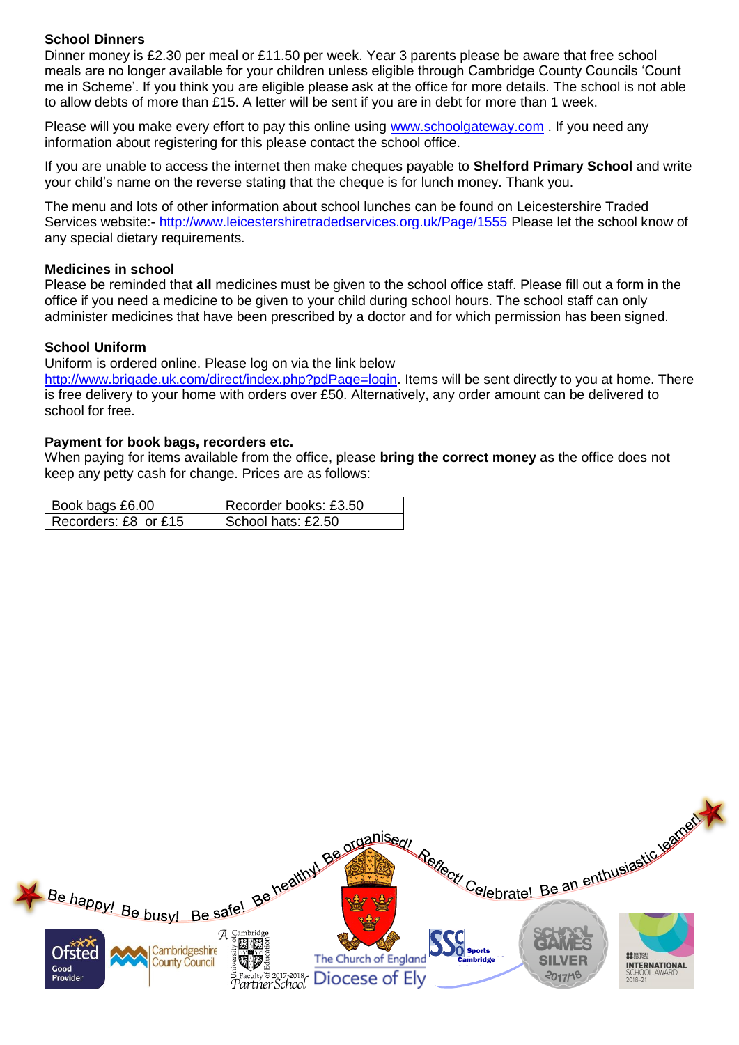**School Dinners**
Dinner money is £2.30 per meal or £11.50 per week. Year 3 parents please be aware that free school meals are no longer available for your children unless eligible through Cambridge County Councils 'Count me in Scheme'. If you think you are eligible please ask at the office for more details. The school is not able to allow debts of more than £15. A letter will be sent if you are in debt for more than 1 week.

Please will you make every effort to pay this online using www.schoolgateway.com . If you need any information about registering for this please contact the school office.

If you are unable to access the internet then make cheques payable to **Shelford Primary School** and write your child's name on the reverse stating that the cheque is for lunch money. Thank you.

The menu and lots of other information about school lunches can be found on Leicestershire Traded Services website:- http://www.leicestershiretradedservices.org.uk/Page/1555 Please let the school know of any special dietary requirements.

**Medicines in school**
Please be reminded that **all** medicines must be given to the school office staff. Please fill out a form in the office if you need a medicine to be given to your child during school hours. The school staff can only administer medicines that have been prescribed by a doctor and for which permission has been signed.

**School Uniform**
Uniform is ordered online. Please log on via the link below
http://www.brigade.uk.com/direct/index.php?pdPage=login. Items will be sent directly to you at home. There is free delivery to your home with orders over £50. Alternatively, any order amount can be delivered to school for free.

**Payment for book bags, recorders etc.**
When paying for items available from the office, please **bring the correct money** as the office does not keep any petty cash for change. Prices are as follows:

| | |
|---|---|
| Book bags £6.00 | Recorder books: £3.50 |
| Recorders: £8 or £15 | School hats: £2.50 |

Be happy! Be busy! Be safe! Be healthy! Be organised! Reflect! Celebrate! Be an enthusiastic learner!